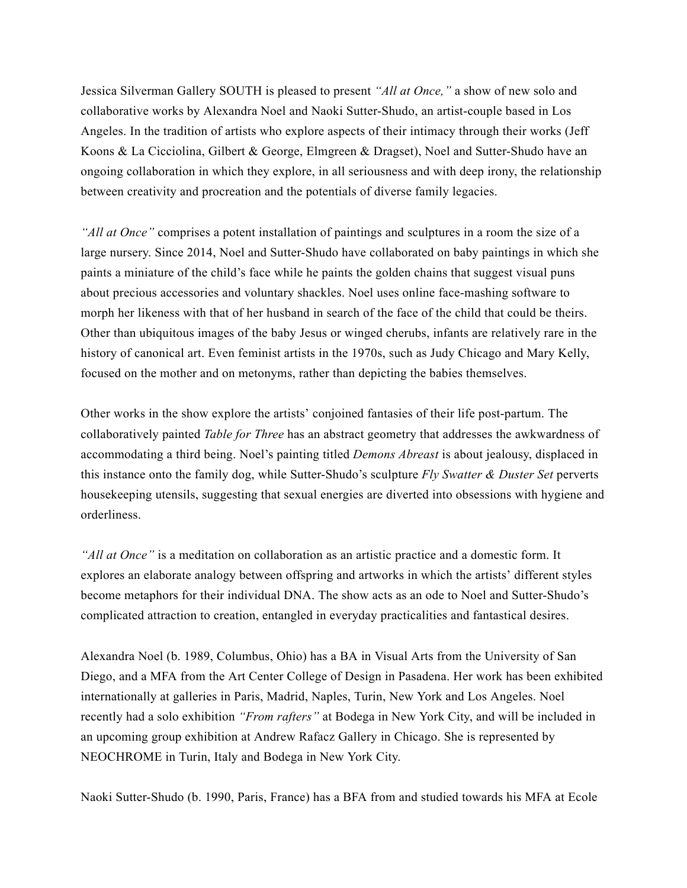Jessica Silverman Gallery SOUTH is pleased to present *"All at Once,"* a show of new solo and collaborative works by Alexandra Noel and Naoki Sutter-Shudo, an artist-couple based in Los Angeles. In the tradition of artists who explore aspects of their intimacy through their works (Jeff Koons & La Cicciolina, Gilbert & George, Elmgreen & Dragset), Noel and Sutter-Shudo have an ongoing collaboration in which they explore, in all seriousness and with deep irony, the relationship between creativity and procreation and the potentials of diverse family legacies.

*"All at Once"* comprises a potent installation of paintings and sculptures in a room the size of a large nursery. Since 2014, Noel and Sutter-Shudo have collaborated on baby paintings in which she paints a miniature of the child's face while he paints the golden chains that suggest visual puns about precious accessories and voluntary shackles. Noel uses online face-mashing software to morph her likeness with that of her husband in search of the face of the child that could be theirs. Other than ubiquitous images of the baby Jesus or winged cherubs, infants are relatively rare in the history of canonical art. Even feminist artists in the 1970s, such as Judy Chicago and Mary Kelly, focused on the mother and on metonyms, rather than depicting the babies themselves.

Other works in the show explore the artists' conjoined fantasies of their life post-partum. The collaboratively painted *Table for Three* has an abstract geometry that addresses the awkwardness of accommodating a third being. Noel's painting titled *Demons Abreast* is about jealousy, displaced in this instance onto the family dog, while Sutter-Shudo's sculpture *Fly Swatter & Duster Set* perverts housekeeping utensils, suggesting that sexual energies are diverted into obsessions with hygiene and orderliness.

*"All at Once"* is a meditation on collaboration as an artistic practice and a domestic form. It explores an elaborate analogy between offspring and artworks in which the artists' different styles become metaphors for their individual DNA. The show acts as an ode to Noel and Sutter-Shudo's complicated attraction to creation, entangled in everyday practicalities and fantastical desires.

Alexandra Noel (b. 1989, Columbus, Ohio) has a BA in Visual Arts from the University of San Diego, and a MFA from the Art Center College of Design in Pasadena. Her work has been exhibited internationally at galleries in Paris, Madrid, Naples, Turin, New York and Los Angeles. Noel recently had a solo exhibition *"From rafters"* at Bodega in New York City, and will be included in an upcoming group exhibition at Andrew Rafacz Gallery in Chicago. She is represented by NEOCHROME in Turin, Italy and Bodega in New York City.

Naoki Sutter-Shudo (b. 1990, Paris, France) has a BFA from and studied towards his MFA at Ecole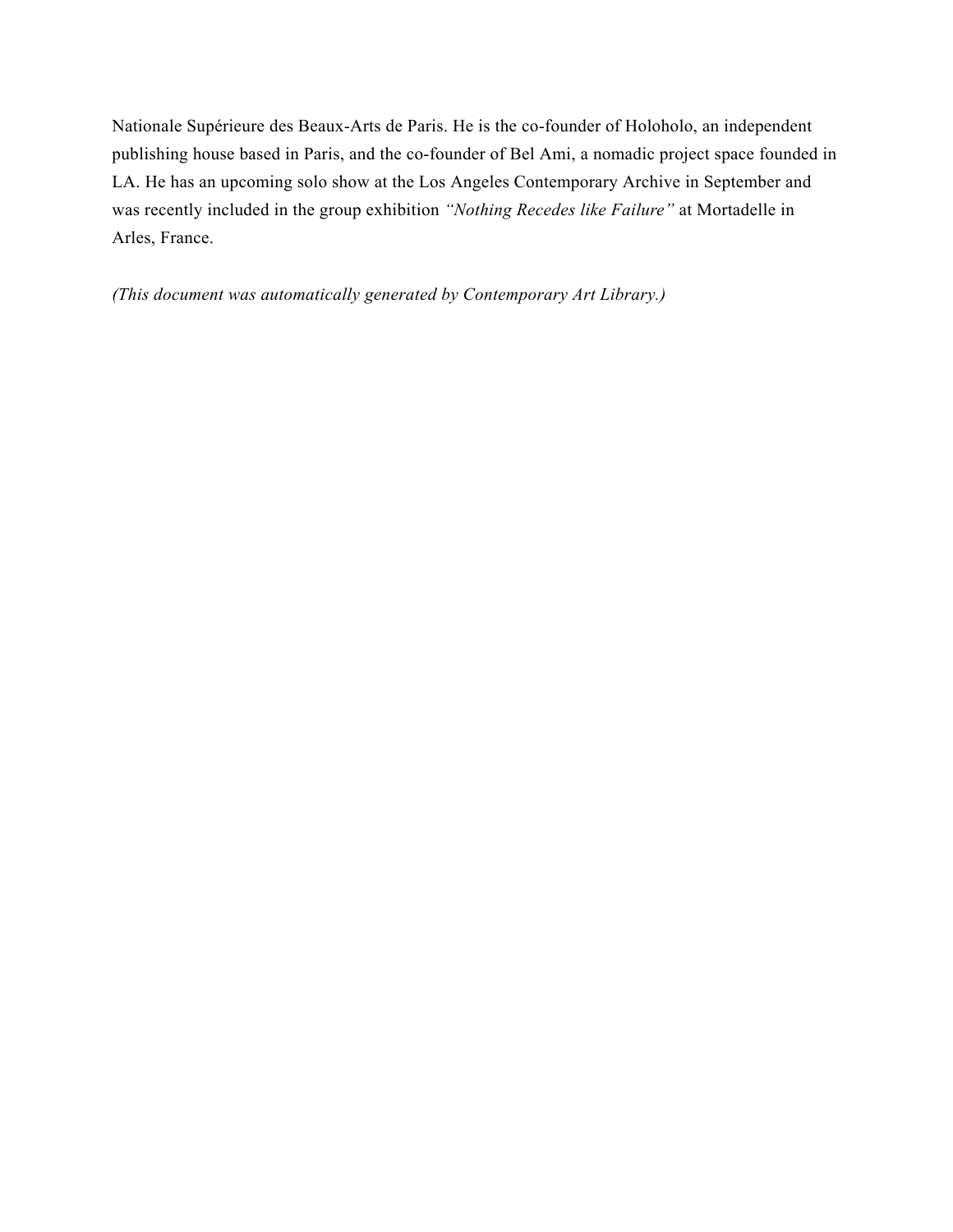Nationale Supérieure des Beaux-Arts de Paris. He is the co-founder of Holoholo, an independent publishing house based in Paris, and the co-founder of Bel Ami, a nomadic project space founded in LA. He has an upcoming solo show at the Los Angeles Contemporary Archive in September and was recently included in the group exhibition *“Nothing Recedes like Failure”* at Mortadelle in Arles, France.

*(This document was automatically generated by Contemporary Art Library.)*